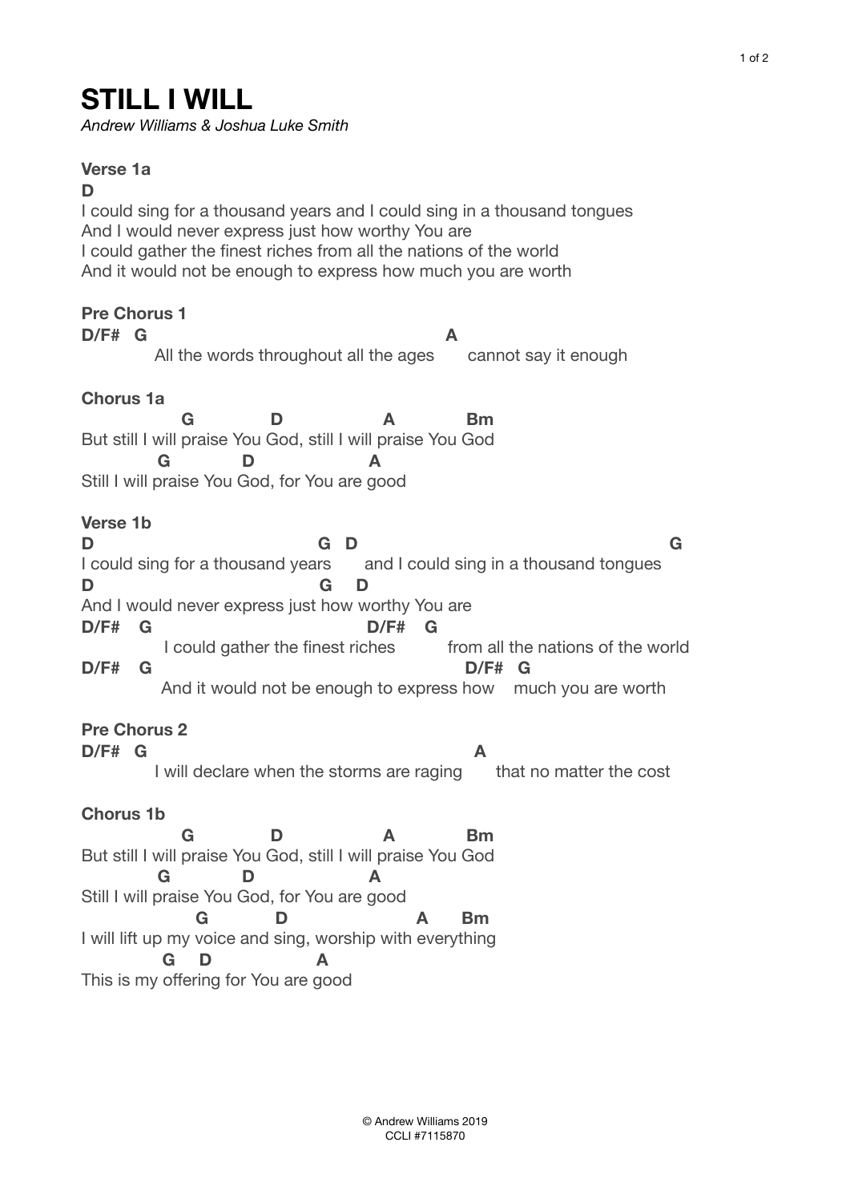# STILL I WILL

*Andrew Williams & Joshua Luke Smith*

**Verse 1a**

```
D
I could sing for a thousand years and I could sing in a thousand tongues
And I would never express just how worthy You are
I could gather the finest riches from all the nations of the world
And it would not be enough to express how much you are worth
```

**Pre Chorus 1**

```
D/F#  G                                         A
          All the words throughout all the ages      cannot say it enough
```

**Chorus 1a**

```
              G            D                A           Bm
But still I will praise You God, still I will praise You God
           G           D                A
Still I will praise You God, for You are good
```

**Verse 1b**

```
D                                       G   D                                        G
I could sing for a thousand years       and I could sing in a thousand tongues
D                                        G    D
And I would never express just how worthy You are
D/F#    G                                  D/F#   G
           I could gather the finest riches          from all the nations of the world
D/F#    G                                                D/F#   G
           And it would not be enough to express how    much you are worth
```

**Pre Chorus 2**

```
D/F#  G                                             A
          I will declare when the storms are raging      that no matter the cost
```

**Chorus 1b**

```
              G            D                A           Bm
But still I will praise You God, still I will praise You God
           G           D                A
Still I will praise You God, for You are good
                G          D                 A      Bm
I will lift up my voice and sing, worship with everything
           G    D          A
This is my offering for You are good
```

© Andrew Williams 2019
CCLI #7115870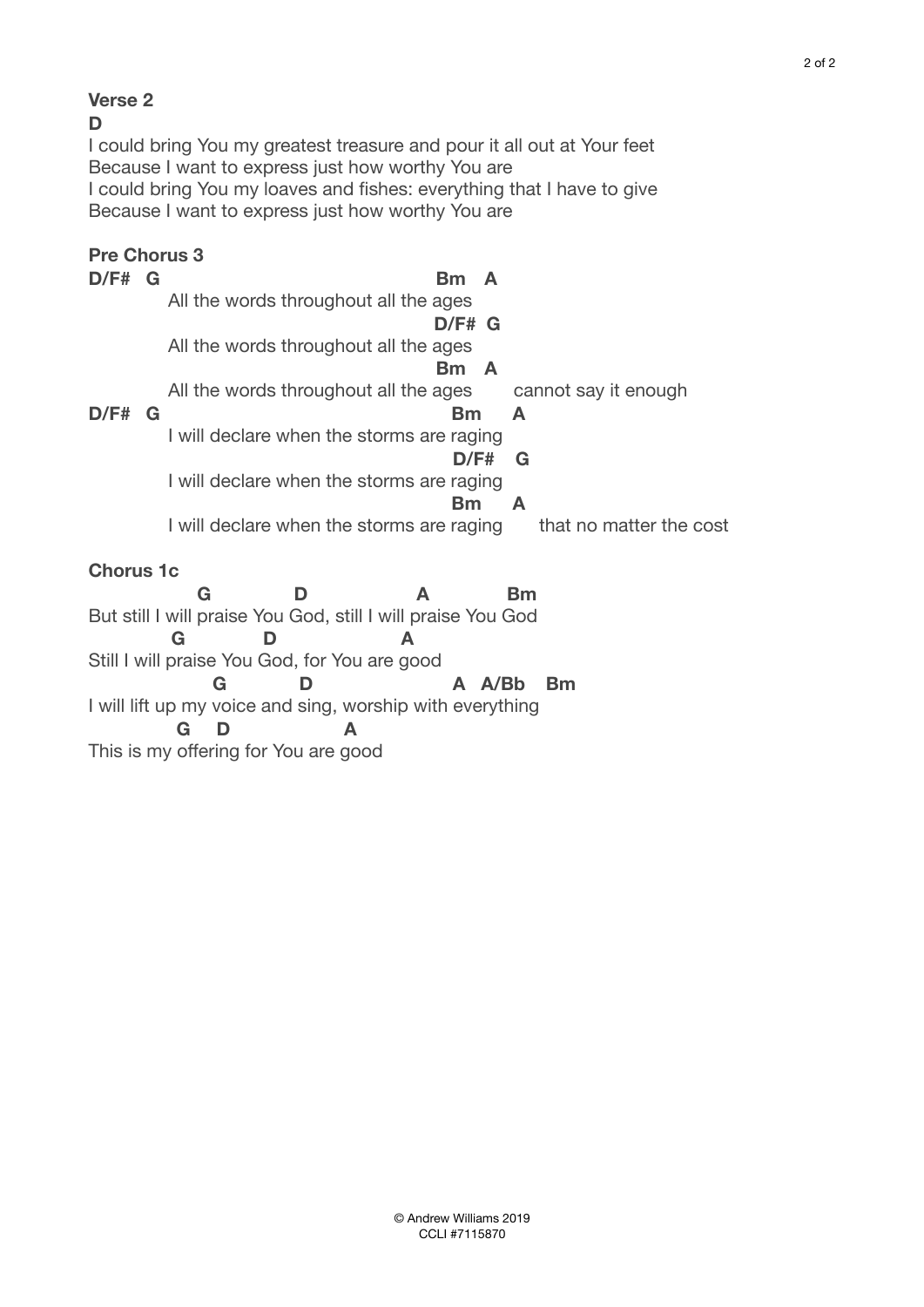**Verse 2**

**D**

I could bring You my greatest treasure and pour it all out at Your feet
Because I want to express just how worthy You are
I could bring You my loaves and fishes: everything that I have to give
Because I want to express just how worthy You are

**Pre Chorus 3**

```
D/F#  G                                  Bm   A
        All the words throughout all the ages
                                         D/F#  G
        All the words throughout all the ages
                                         Bm   A
        All the words throughout all the ages      cannot say it enough
D/F#  G                                    Bm     A
        I will declare when the storms are raging
                                           D/F#   G
        I will declare when the storms are raging
                                           Bm     A
        I will declare when the storms are raging      that no matter the cost
```

**Chorus 1c**

```
              G           D              A           Bm
But still I will praise You God, still I will praise You God
          G          D              A
Still I will praise You God, for You are good
                  G          D                  A  A/Bb   Bm
I will lift up my voice and sing, worship with everything
           G    D            A
This is my offering for You are good
```

© Andrew Williams 2019
CCLI #7115870